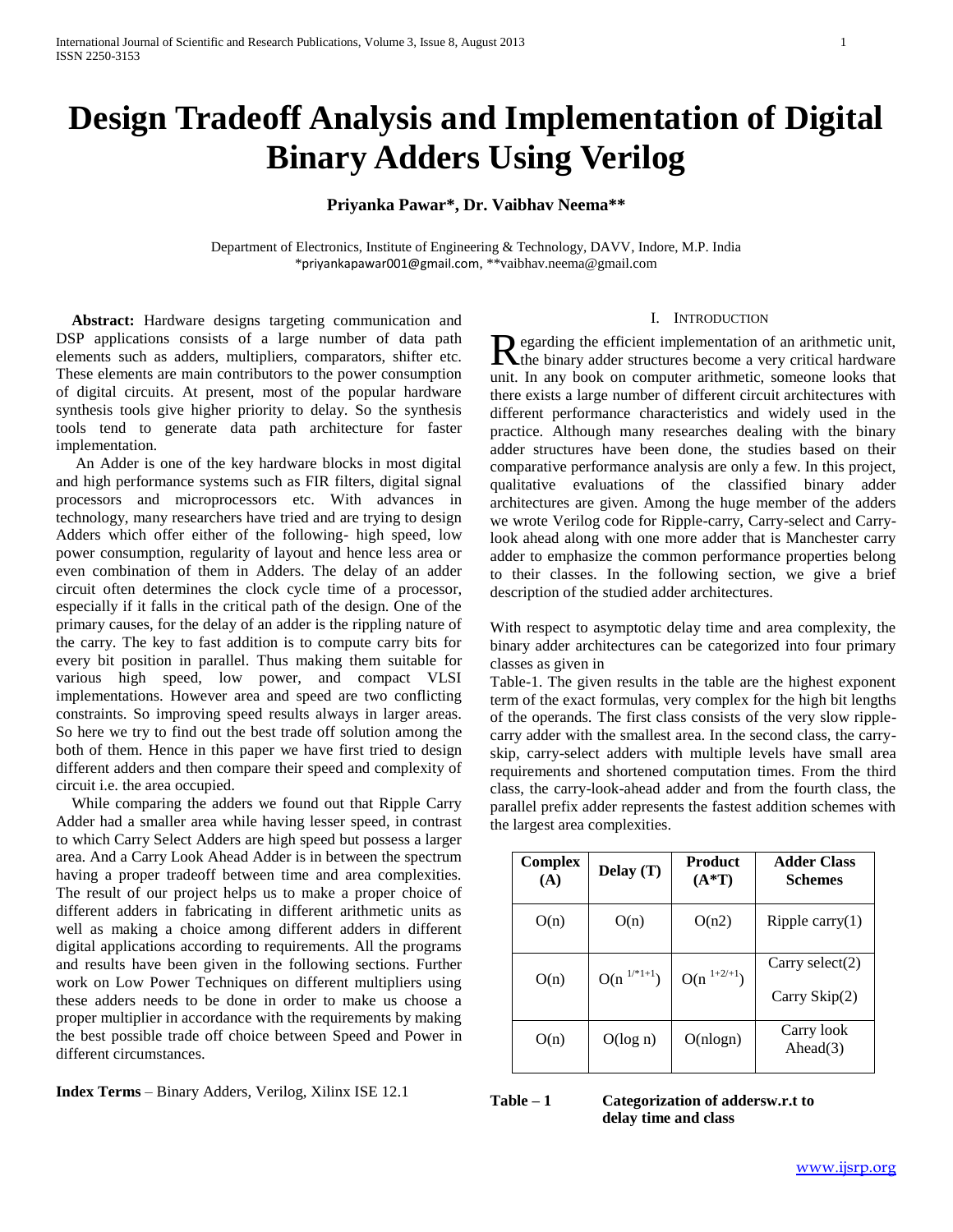# Design Tradeoff Analysis and Implementation of Digital Binary Adders Using Verilog

**Priyanka Pawar\*, Dr. Vaibhav Neema\*\***

Department of Electronics, Institute of Engineering & Technology, DAVV, Indore, M.P. India
\*priyankapawar001@gmail.com, \*\*vaibhav.neema@gmail.com

**Abstract:** Hardware designs targeting communication and DSP applications consists of a large number of data path elements such as adders, multipliers, comparators, shifter etc. These elements are main contributors to the power consumption of digital circuits. At present, most of the popular hardware synthesis tools give higher priority to delay. So the synthesis tools tend to generate data path architecture for faster implementation.

An Adder is one of the key hardware blocks in most digital and high performance systems such as FIR filters, digital signal processors and microprocessors etc. With advances in technology, many researchers have tried and are trying to design Adders which offer either of the following- high speed, low power consumption, regularity of layout and hence less area or even combination of them in Adders. The delay of an adder circuit often determines the clock cycle time of a processor, especially if it falls in the critical path of the design. One of the primary causes, for the delay of an adder is the rippling nature of the carry. The key to fast addition is to compute carry bits for every bit position in parallel. Thus making them suitable for various high speed, low power, and compact VLSI implementations. However area and speed are two conflicting constraints. So improving speed results always in larger areas. So here we try to find out the best trade off solution among the both of them. Hence in this paper we have first tried to design different adders and then compare their speed and complexity of circuit i.e. the area occupied.

While comparing the adders we found out that Ripple Carry Adder had a smaller area while having lesser speed, in contrast to which Carry Select Adders are high speed but possess a larger area. And a Carry Look Ahead Adder is in between the spectrum having a proper tradeoff between time and area complexities. The result of our project helps us to make a proper choice of different adders in fabricating in different arithmetic units as well as making a choice among different adders in different digital applications according to requirements. All the programs and results have been given in the following sections. Further work on Low Power Techniques on different multipliers using these adders needs to be done in order to make us choose a proper multiplier in accordance with the requirements by making the best possible trade off choice between Speed and Power in different circumstances.

**Index Terms** – Binary Adders, Verilog, Xilinx ISE 12.1

## I. Introduction

Regarding the efficient implementation of an arithmetic unit, the binary adder structures become a very critical hardware unit. In any book on computer arithmetic, someone looks that there exists a large number of different circuit architectures with different performance characteristics and widely used in the practice. Although many researches dealing with the binary adder structures have been done, the studies based on their comparative performance analysis are only a few. In this project, qualitative evaluations of the classified binary adder architectures are given. Among the huge member of the adders we wrote Verilog code for Ripple-carry, Carry-select and Carry-look ahead along with one more adder that is Manchester carry adder to emphasize the common performance properties belong to their classes. In the following section, we give a brief description of the studied adder architectures.

With respect to asymptotic delay time and area complexity, the binary adder architectures can be categorized into four primary classes as given in Table-1. The given results in the table are the highest exponent term of the exact formulas, very complex for the high bit lengths of the operands. The first class consists of the very slow ripple-carry adder with the smallest area. In the second class, the carry-skip, carry-select adders with multiple levels have small area requirements and shortened computation times. From the third class, the carry-look-ahead adder and from the fourth class, the parallel prefix adder represents the fastest addition schemes with the largest area complexities.

| Complex (A) | Delay (T) | Product (A\*T) | Adder Class Schemes |
|---|---|---|---|
| O(n) | O(n) | O(n2) | Ripple carry(1) |
| O(n) | $O(n^{1/*1+1})$ | $O(n^{1+2/+1})$ | Carry select(2) Carry Skip(2) |
| O(n) | O(log n) | O(nlogn) | Carry look Ahead(3) |

**Table – 1** **Categorization of addersw.r.t to delay time and class**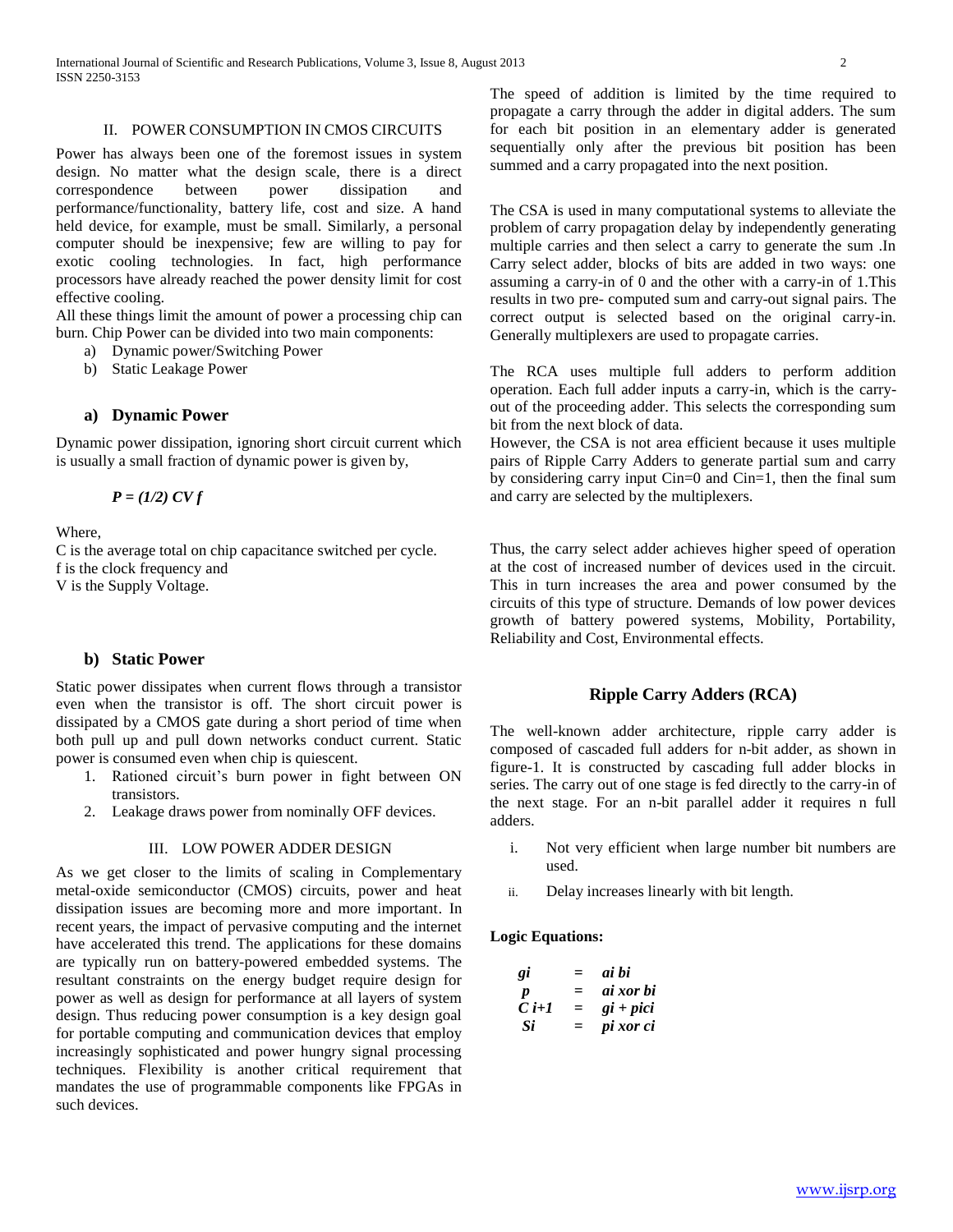## II. POWER CONSUMPTION IN CMOS CIRCUITS

Power has always been one of the foremost issues in system design. No matter what the design scale, there is a direct correspondence between power dissipation and performance/functionality, battery life, cost and size. A hand held device, for example, must be small. Similarly, a personal computer should be inexpensive; few are willing to pay for exotic cooling technologies. In fact, high performance processors have already reached the power density limit for cost effective cooling.

All these things limit the amount of power a processing chip can burn. Chip Power can be divided into two main components:

a) Dynamic power/Switching Power
b) Static Leakage Power

### a) Dynamic Power

Dynamic power dissipation, ignoring short circuit current which is usually a small fraction of dynamic power is given by,

$$P = (1/2)\, CV f$$

Where,
C is the average total on chip capacitance switched per cycle.
f is the clock frequency and
V is the Supply Voltage.

### b) Static Power

Static power dissipates when current flows through a transistor even when the transistor is off. The short circuit power is dissipated by a CMOS gate during a short period of time when both pull up and pull down networks conduct current. Static power is consumed even when chip is quiescent.

1. Rationed circuit's burn power in fight between ON transistors.
2. Leakage draws power from nominally OFF devices.

## III. LOW POWER ADDER DESIGN

As we get closer to the limits of scaling in Complementary metal-oxide semiconductor (CMOS) circuits, power and heat dissipation issues are becoming more and more important. In recent years, the impact of pervasive computing and the internet have accelerated this trend. The applications for these domains are typically run on battery-powered embedded systems. The resultant constraints on the energy budget require design for power as well as design for performance at all layers of system design. Thus reducing power consumption is a key design goal for portable computing and communication devices that employ increasingly sophisticated and power hungry signal processing techniques. Flexibility is another critical requirement that mandates the use of programmable components like FPGAs in such devices.

The speed of addition is limited by the time required to propagate a carry through the adder in digital adders. The sum for each bit position in an elementary adder is generated sequentially only after the previous bit position has been summed and a carry propagated into the next position.

The CSA is used in many computational systems to alleviate the problem of carry propagation delay by independently generating multiple carries and then select a carry to generate the sum .In Carry select adder, blocks of bits are added in two ways: one assuming a carry-in of 0 and the other with a carry-in of 1.This results in two pre- computed sum and carry-out signal pairs. The correct output is selected based on the original carry-in. Generally multiplexers are used to propagate carries.

The RCA uses multiple full adders to perform addition operation. Each full adder inputs a carry-in, which is the carry-out of the proceeding adder. This selects the corresponding sum bit from the next block of data.

However, the CSA is not area efficient because it uses multiple pairs of Ripple Carry Adders to generate partial sum and carry by considering carry input Cin=0 and Cin=1, then the final sum and carry are selected by the multiplexers.

Thus, the carry select adder achieves higher speed of operation at the cost of increased number of devices used in the circuit. This in turn increases the area and power consumed by the circuits of this type of structure. Demands of low power devices growth of battery powered systems, Mobility, Portability, Reliability and Cost, Environmental effects.

### Ripple Carry Adders (RCA)

The well-known adder architecture, ripple carry adder is composed of cascaded full adders for n-bit adder, as shown in figure-1. It is constructed by cascading full adder blocks in series. The carry out of one stage is fed directly to the carry-in of the next stage. For an n-bit parallel adder it requires n full adders.

i. Not very efficient when large number bit numbers are used.
ii. Delay increases linearly with bit length.

**Logic Equations:**

$$g_i = a_i b_i$$
$$p = a_i \text{ xor } b_i$$
$$C_{i+1} = g_i + p_i c_i$$
$$S_i = p_i \text{ xor } c_i$$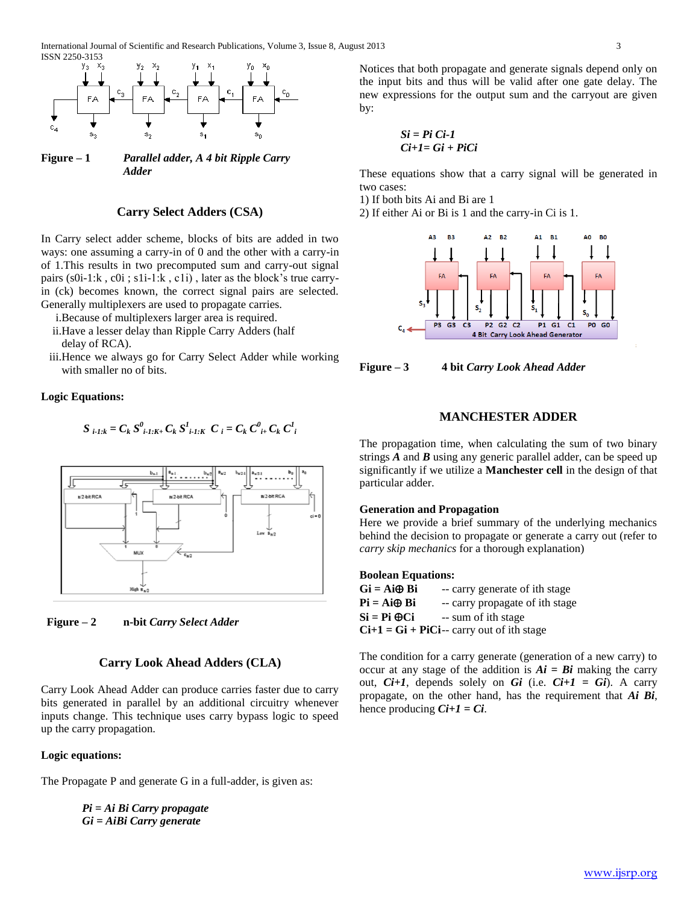Figure – 1 *Parallel adder, A 4 bit Ripple Carry Adder*

## Carry Select Adders (CSA)

In Carry select adder scheme, blocks of bits are added in two ways: one assuming a carry-in of 0 and the other with a carry-in of 1.This results in two precomputed sum and carry-out signal pairs ($s0_{i-1:k}$ ; $c0_i$ ; $s1_{i-1:k}$ , $c1_i$) , later as the block's true carry-in (ck) becomes known, the correct signal pairs are selected. Generally multiplexers are used to propagate carries.

i. Because of multiplexers larger area is required.
ii. Have a lesser delay than Ripple Carry Adders (half delay of RCA).
iii. Hence we always go for Carry Select Adder while working with smaller no of bits.

**Logic Equations:**

$$S_{i-1:k} = C_k S^0_{i-1:K+} C_k S^1_{i-1:K} \quad C_i = C_k C^0_{i+} C_k C^1_i$$

Figure – 2 n-bit *Carry Select Adder*

## Carry Look Ahead Adders (CLA)

Carry Look Ahead Adder can produce carries faster due to carry bits generated in parallel by an additional circuitry whenever inputs change. This technique uses carry bypass logic to speed up the carry propagation.

**Logic equations:**

The Propagate P and generate G in a full-adder, is given as:

*Pi = Ai Bi Carry propagate*
*Gi = AiBi Carry generate*

Notices that both propagate and generate signals depend only on the input bits and thus will be valid after one gate delay. The new expressions for the output sum and the carryout are given by:

*Si = Pi Ci-1*
*Ci+1= Gi + PiCi*

These equations show that a carry signal will be generated in two cases:
1) If both bits Ai and Bi are 1
2) If either Ai or Bi is 1 and the carry-in Ci is 1.

Figure – 3 4 bit *Carry Look Ahead Adder*

## MANCHESTER ADDER

The propagation time, when calculating the sum of two binary strings ***A*** and ***B*** using any generic parallel adder, can be speed up significantly if we utilize a **Manchester cell** in the design of that particular adder.

**Generation and Propagation**
Here we provide a brief summary of the underlying mechanics behind the decision to propagate or generate a carry out (refer to *carry skip mechanics* for a thorough explanation)

**Boolean Equations:**
**Gi = Ai⊕ Bi** -- carry generate of ith stage
**Pi = Ai⊕ Bi** -- carry propagate of ith stage
**Si = Pi ⊕Ci** -- sum of ith stage
**Ci+1 = Gi + PiCi**-- carry out of ith stage

The condition for a carry generate (generation of a new carry) to occur at any stage of the addition is ***Ai = Bi*** making the carry out, ***Ci+1***, depends solely on ***Gi*** (i.e. ***Ci+1 = Gi***). A carry propagate, on the other hand, has the requirement that ***Ai Bi***, hence producing ***Ci+1 = Ci***.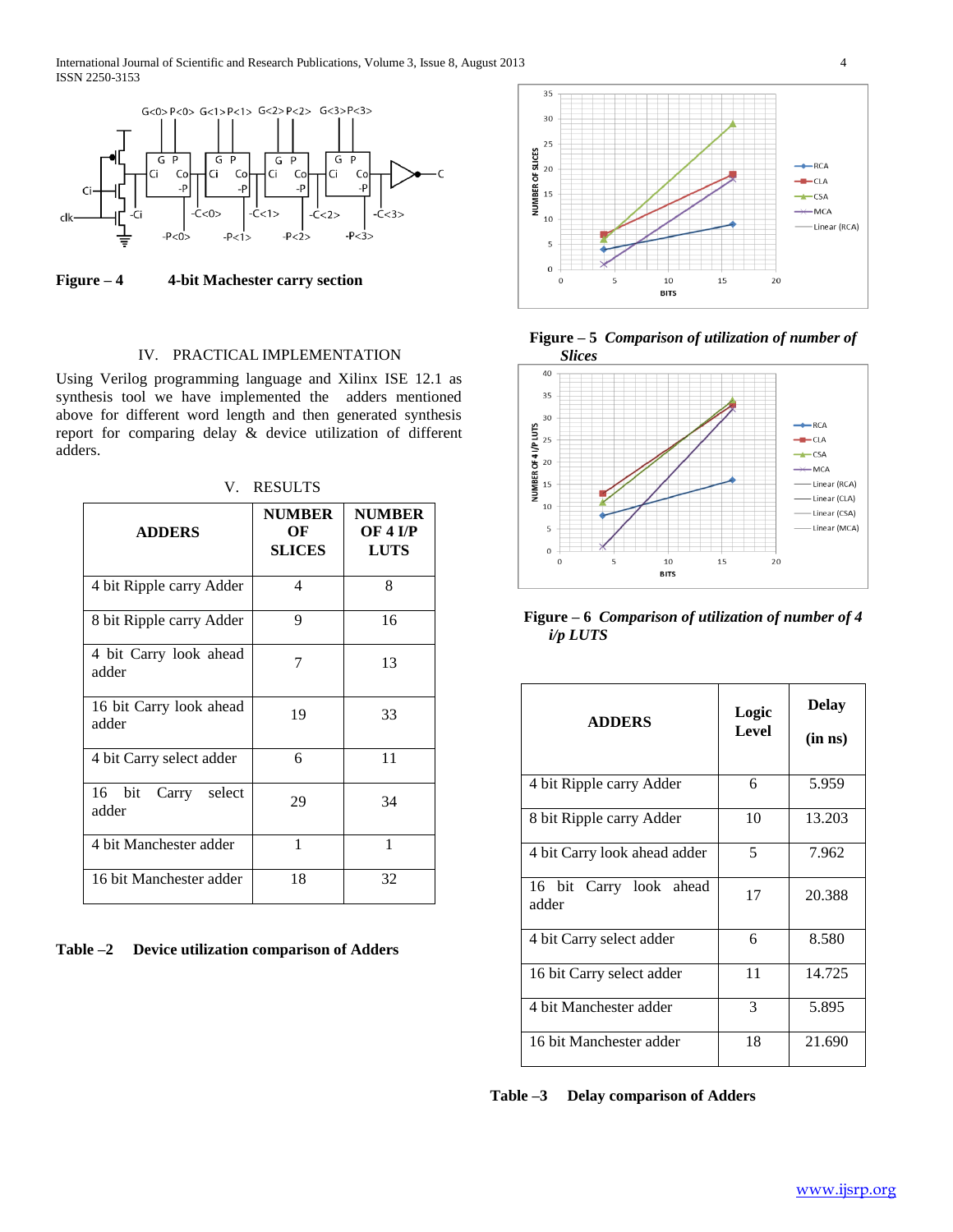Figure – 4 4-bit Machester carry section

## IV. PRACTICAL IMPLEMENTATION

Using Verilog programming language and Xilinx ISE 12.1 as synthesis tool we have implemented the adders mentioned above for different word length and then generated synthesis report for comparing delay & device utilization of different adders.

## V. RESULTS

| ADDERS | NUMBER OF SLICES | NUMBER OF 4 I/P LUTS |
|---|---|---|
| 4 bit Ripple carry Adder | 4 | 8 |
| 8 bit Ripple carry Adder | 9 | 16 |
| 4 bit Carry look ahead adder | 7 | 13 |
| 16 bit Carry look ahead adder | 19 | 33 |
| 4 bit Carry select adder | 6 | 11 |
| 16 bit Carry select adder | 29 | 34 |
| 4 bit Manchester adder | 1 | 1 |
| 16 bit Manchester adder | 18 | 32 |

**Table –2 Device utilization comparison of Adders**

**Figure – 5** ***Comparison of utilization of number of Slices***

**Figure – 6** ***Comparison of utilization of number of 4 i/p LUTS***

| ADDERS | Logic Level | Delay (in ns) |
|---|---|---|
| 4 bit Ripple carry Adder | 6 | 5.959 |
| 8 bit Ripple carry Adder | 10 | 13.203 |
| 4 bit Carry look ahead adder | 5 | 7.962 |
| 16 bit Carry look ahead adder | 17 | 20.388 |
| 4 bit Carry select adder | 6 | 8.580 |
| 16 bit Carry select adder | 11 | 14.725 |
| 4 bit Manchester adder | 3 | 5.895 |
| 16 bit Manchester adder | 18 | 21.690 |

**Table –3 Delay comparison of Adders**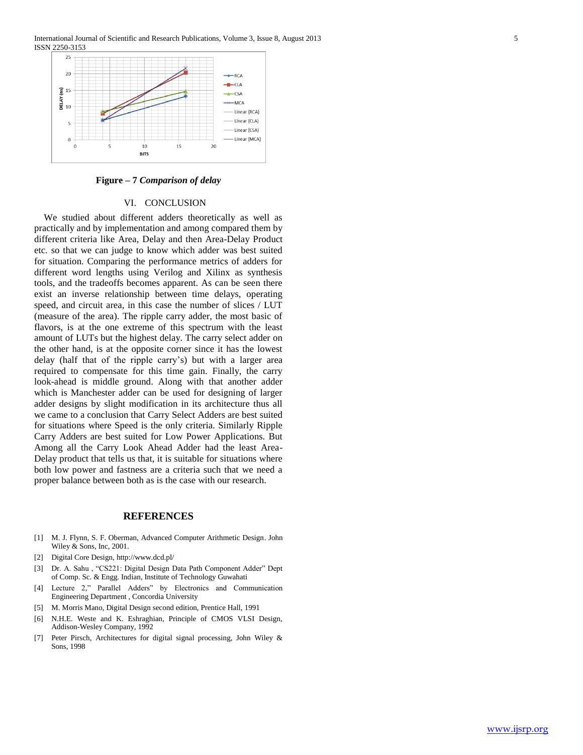25
20
15
10
5
0
DELAY (ns)
0
5
10
15
20
BITS
RCA
CLA
CSA
MCA
Linear (RCA)
Linear (CLA)
Linear (CSA)
Linear (MCA)

**Figure – 7** ***Comparison of delay***

## VI. CONCLUSION

We studied about different adders theoretically as well as practically and by implementation and among compared them by different criteria like Area, Delay and then Area-Delay Product etc. so that we can judge to know which adder was best suited for situation. Comparing the performance metrics of adders for different word lengths using Verilog and Xilinx as synthesis tools, and the tradeoffs becomes apparent. As can be seen there exist an inverse relationship between time delays, operating speed, and circuit area, in this case the number of slices / LUT (measure of the area). The ripple carry adder, the most basic of flavors, is at the one extreme of this spectrum with the least amount of LUTs but the highest delay. The carry select adder on the other hand, is at the opposite corner since it has the lowest delay (half that of the ripple carry's) but with a larger area required to compensate for this time gain. Finally, the carry look-ahead is middle ground. Along with that another adder which is Manchester adder can be used for designing of larger adder designs by slight modification in its architecture thus all we came to a conclusion that Carry Select Adders are best suited for situations where Speed is the only criteria. Similarly Ripple Carry Adders are best suited for Low Power Applications. But Among all the Carry Look Ahead Adder had the least Area-Delay product that tells us that, it is suitable for situations where both low power and fastness are a criteria such that we need a proper balance between both as is the case with our research.

## REFERENCES

[1] M. J. Flynn, S. F. Oberman, Advanced Computer Arithmetic Design. John Wiley & Sons, Inc, 2001.

[2] Digital Core Design, http://www.dcd.pl/

[3] Dr. A. Sahu , "CS221: Digital Design Data Path Component Adder" Dept of Comp. Sc. & Engg. Indian, Institute of Technology Guwahati

[4] Lecture 2," Parallel Adders" by Electronics and Communication Engineering Department , Concordia University

[5] M. Morris Mano, Digital Design second edition, Prentice Hall, 1991

[6] N.H.E. Weste and K. Eshraghian, Principle of CMOS VLSI Design, Addison-Wesley Company, 1992

[7] Peter Pirsch, Architectures for digital signal processing, John Wiley & Sons, 1998